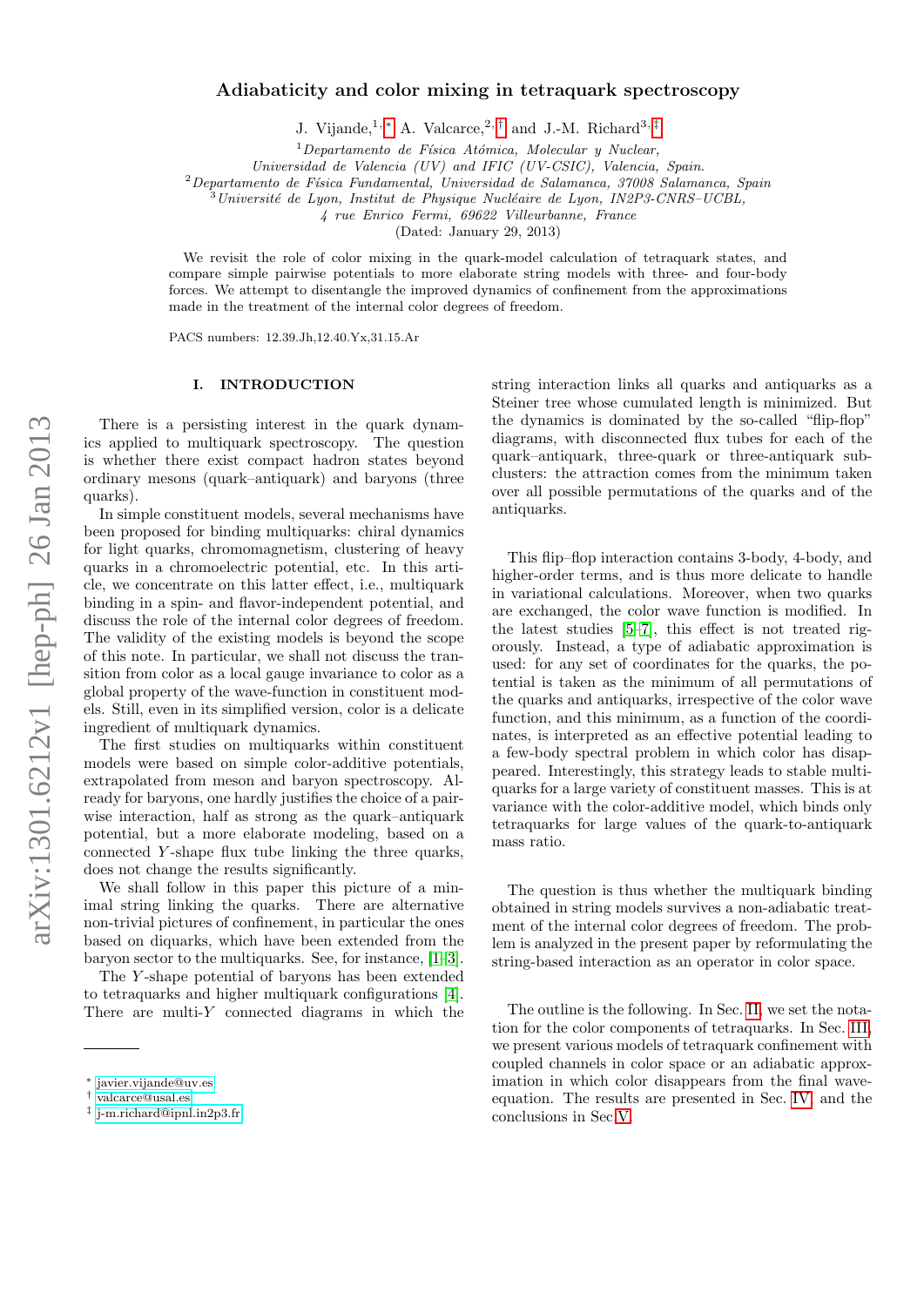# Adiabaticity and color mixing in tetraquark spectroscopy

J. Vijande,[1,*] A. Valcarce,[2,†] and J.-M. Richard[3,‡]

[1] *Departamento de Física Atómica, Molecular y Nuclear, Universidad de Valencia (UV) and IFIC (UV-CSIC), Valencia, Spain.*
[2] *Departamento de Física Fundamental, Universidad de Salamanca, 37008 Salamanca, Spain*
[3] *Université de Lyon, Institut de Physique Nucléaire de Lyon, IN2P3-CNRS–UCBL, 4 rue Enrico Fermi, 69622 Villeurbanne, France*

(Dated: January 29, 2013)

We revisit the role of color mixing in the quark-model calculation of tetraquark states, and compare simple pairwise potentials to more elaborate string models with three- and four-body forces. We attempt to disentangle the improved dynamics of confinement from the approximations made in the treatment of the internal color degrees of freedom.

PACS numbers: 12.39.Jh,12.40.Yx,31.15.Ar

## I. INTRODUCTION

There is a persisting interest in the quark dynamics applied to multiquark spectroscopy. The question is whether there exist compact hadron states beyond ordinary mesons (quark–antiquark) and baryons (three quarks).

In simple constituent models, several mechanisms have been proposed for binding multiquarks: chiral dynamics for light quarks, chromomagnetism, clustering of heavy quarks in a chromoelectric potential, etc. In this article, we concentrate on this latter effect, i.e., multiquark binding in a spin- and flavor-independent potential, and discuss the role of the internal color degrees of freedom. The validity of the existing models is beyond the scope of this note. In particular, we shall not discuss the transition from color as a local gauge invariance to color as a global property of the wave-function in constituent models. Still, even in its simplified version, color is a delicate ingredient of multiquark dynamics.

The first studies on multiquarks within constituent models were based on simple color-additive potentials, extrapolated from meson and baryon spectroscopy. Already for baryons, one hardly justifies the choice of a pairwise interaction, half as strong as the quark–antiquark potential, but a more elaborate modeling, based on a connected $Y$-shape flux tube linking the three quarks, does not change the results significantly.

We shall follow in this paper this picture of a minimal string linking the quarks. There are alternative non-trivial pictures of confinement, in particular the ones based on diquarks, which have been extended from the baryon sector to the multiquarks. See, for instance, [1–3].

The $Y$-shape potential of baryons has been extended to tetraquarks and higher multiquark configurations [4]. There are multi-$Y$ connected diagrams in which the string interaction links all quarks and antiquarks as a Steiner tree whose cumulated length is minimized. But the dynamics is dominated by the so-called "flip-flop" diagrams, with disconnected flux tubes for each of the quark–antiquark, three-quark or three-antiquark subclusters: the attraction comes from the minimum taken over all possible permutations of the quarks and of the antiquarks.

This flip–flop interaction contains 3-body, 4-body, and higher-order terms, and is thus more delicate to handle in variational calculations. Moreover, when two quarks are exchanged, the color wave function is modified. In the latest studies [5–7], this effect is not treated rigorously. Instead, a type of adiabatic approximation is used: for any set of coordinates for the quarks, the potential is taken as the minimum of all permutations of the quarks and antiquarks, irrespective of the color wave function, and this minimum, as a function of the coordinates, is interpreted as an effective potential leading to a few-body spectral problem in which color has disappeared. Interestingly, this strategy leads to stable multiquarks for a large variety of constituent masses. This is at variance with the color-additive model, which binds only tetraquarks for large values of the quark-to-antiquark mass ratio.

The question is thus whether the multiquark binding obtained in string models survives a non-adiabatic treatment of the internal color degrees of freedom. The problem is analyzed in the present paper by reformulating the string-based interaction as an operator in color space.

The outline is the following. In Sec. II, we set the notation for the color components of tetraquarks. In Sec. III, we present various models of tetraquark confinement with coupled channels in color space or an adiabatic approximation in which color disappears from the final wave-equation. The results are presented in Sec. IV, and the conclusions in Sec V.

---

\* javier.vijande@uv.es
† valcarce@usal.es
‡ j-m.richard@ipnl.in2p3.fr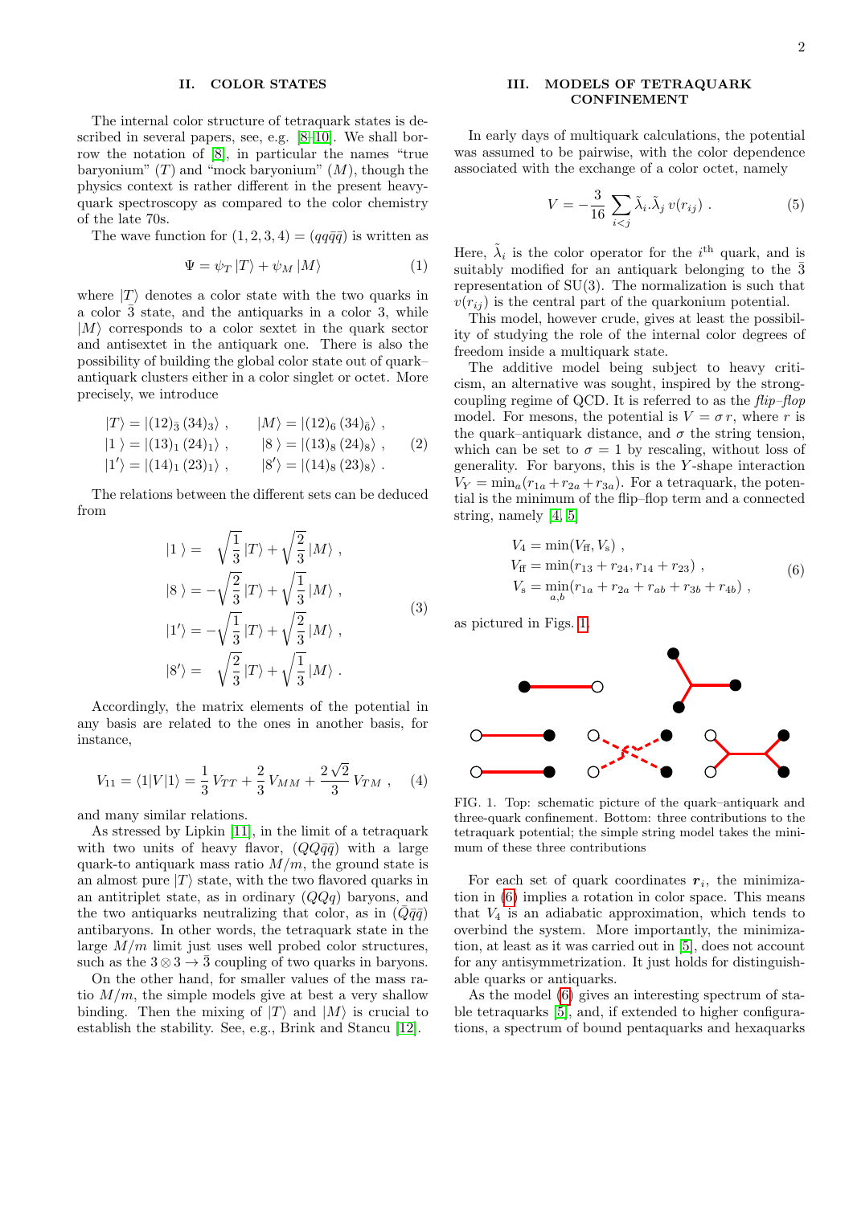## II. COLOR STATES

The internal color structure of tetraquark states is described in several papers, see, e.g. [8–10]. We shall borrow the notation of [8], in particular the names "true baryonium" ($T$) and "mock baryonium" ($M$), though the physics context is rather different in the present heavy-quark spectroscopy as compared to the color chemistry of the late 70s.

The wave function for $(1,2,3,4) = (qq\bar{q}\bar{q})$ is written as

$$\Psi = \psi_T\,|T\rangle + \psi_M\,|M\rangle \tag{1}$$

where $|T\rangle$ denotes a color state with the two quarks in a color $\bar{3}$ state, and the antiquarks in a color 3, while $|M\rangle$ corresponds to a color sextet in the quark sector and antisextet in the antiquark one. There is also the possibility of building the global color state out of quark–antiquark clusters either in a color singlet or octet. More precisely, we introduce

$$\begin{aligned}
|T\rangle &= |(12)_{\bar{3}}\,(34)_{3}\rangle\ , \qquad & |M\rangle &= |(12)_{6}\,(34)_{\bar{6}}\rangle\ ,\\
|1\,\rangle &= |(13)_{1}\,(24)_{1}\rangle\ , \qquad & |8\,\rangle &= |(13)_{8}\,(24)_{8}\rangle\ ,\\
|1'\rangle &= |(14)_{1}\,(23)_{1}\rangle\ , \qquad & |8'\rangle &= |(14)_{8}\,(23)_{8}\rangle\ .
\end{aligned} \tag{2}$$

The relations between the different sets can be deduced from

$$\begin{aligned}
|1\,\rangle &= \ \ \sqrt{\frac{1}{3}}\,|T\rangle + \sqrt{\frac{2}{3}}\,|M\rangle\ ,\\
|8\,\rangle &= -\sqrt{\frac{2}{3}}\,|T\rangle + \sqrt{\frac{1}{3}}\,|M\rangle\ ,\\
|1'\rangle &= -\sqrt{\frac{1}{3}}\,|T\rangle + \sqrt{\frac{2}{3}}\,|M\rangle\ ,\\
|8'\rangle &= \ \ \sqrt{\frac{2}{3}}\,|T\rangle + \sqrt{\frac{1}{3}}\,|M\rangle\ .
\end{aligned} \tag{3}$$

Accordingly, the matrix elements of the potential in any basis are related to the ones in another basis, for instance,

$$V_{11} = \langle 1|V|1\rangle = \frac{1}{3}\,V_{TT} + \frac{2}{3}\,V_{MM} + \frac{2\sqrt{2}}{3}\,V_{TM}\ , \tag{4}$$

and many similar relations.

As stressed by Lipkin [11], in the limit of a tetraquark with two units of heavy flavor, $(QQ\bar{q}\bar{q})$ with a large quark-to antiquark mass ratio $M/m$, the ground state is an almost pure $|T\rangle$ state, with the two flavored quarks in an antitriplet state, as in ordinary $(QQq)$ baryons, and the two antiquarks neutralizing that color, as in $(\bar{Q}\bar{q}\bar{q})$ antibaryons. In other words, the tetraquark state in the large $M/m$ limit just uses well probed color structures, such as the $3\otimes 3\to\bar{3}$ coupling of two quarks in baryons.

On the other hand, for smaller values of the mass ratio $M/m$, the simple models give at best a very shallow binding. Then the mixing of $|T\rangle$ and $|M\rangle$ is crucial to establish the stability. See, e.g., Brink and Stancu [12].

## III. MODELS OF TETRAQUARK CONFINEMENT

In early days of multiquark calculations, the potential was assumed to be pairwise, with the color dependence associated with the exchange of a color octet, namely

$$V = -\frac{3}{16}\sum_{i<j}\tilde{\lambda}_i.\tilde{\lambda}_j\,v(r_{ij})\ . \tag{5}$$

Here, $\tilde{\lambda}_i$ is the color operator for the $i^{\text{th}}$ quark, and is suitably modified for an antiquark belonging to the $\bar{3}$ representation of SU(3). The normalization is such that $v(r_{ij})$ is the central part of the quarkonium potential.

This model, however crude, gives at least the possibility of studying the role of the internal color degrees of freedom inside a multiquark state.

The additive model being subject to heavy criticism, an alternative was sought, inspired by the strong-coupling regime of QCD. It is referred to as the *flip–flop* model. For mesons, the potential is $V = \sigma\, r$, where $r$ is the quark–antiquark distance, and $\sigma$ the string tension, which can be set to $\sigma = 1$ by rescaling, without loss of generality. For baryons, this is the $Y$-shape interaction $V_Y = \min_a(r_{1a}+r_{2a}+r_{3a})$. For a tetraquark, the potential is the minimum of the flip–flop term and a connected string, namely [4, 5]

$$\begin{aligned}
V_4 &= \min(V_{\text{ff}}, V_{\text{s}})\ ,\\
V_{\text{ff}} &= \min(r_{13}+r_{24}, r_{14}+r_{23})\ ,\\
V_{\text{s}} &= \min_{a,b}(r_{1a}+r_{2a}+r_{ab}+r_{3b}+r_{4b})\ ,
\end{aligned} \tag{6}$$

as pictured in Figs. 1.

FIG. 1. Top: schematic picture of the quark–antiquark and three-quark confinement. Bottom: three contributions to the tetraquark potential; the simple string model takes the minimum of these three contributions

For each set of quark coordinates $\boldsymbol{r}_i$, the minimization in (6) implies a rotation in color space. This means that $V_4$ is an adiabatic approximation, which tends to overbind the system. More importantly, the minimization, at least as it was carried out in [5], does not account for any antisymmetrization. It just holds for distinguishable quarks or antiquarks.

As the model (6) gives an interesting spectrum of stable tetraquarks [5], and, if extended to higher configurations, a spectrum of bound pentaquarks and hexaquarks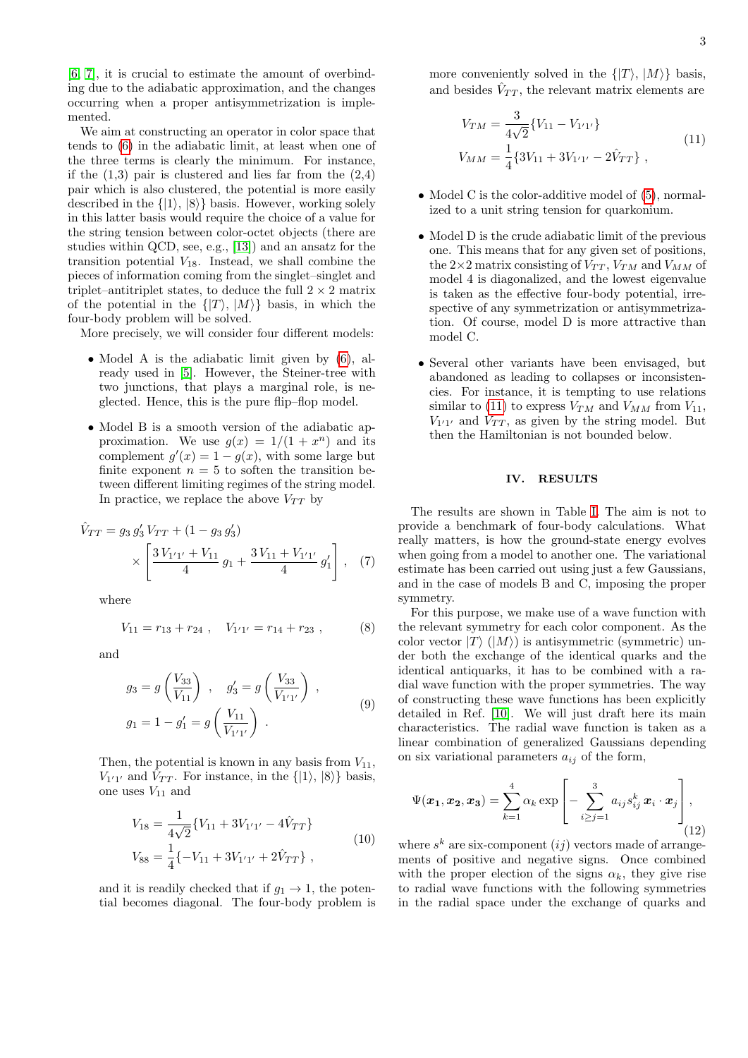[6, 7], it is crucial to estimate the amount of overbinding due to the adiabatic approximation, and the changes occurring when a proper antisymmetrization is implemented.

We aim at constructing an operator in color space that tends to (6) in the adiabatic limit, at least when one of the three terms is clearly the minimum. For instance, if the (1,3) pair is clustered and lies far from the (2,4) pair which is also clustered, the potential is more easily described in the $\{|1\rangle, |8\rangle\}$ basis. However, working solely in this latter basis would require the choice of a value for the string tension between color-octet objects (there are studies within QCD, see, e.g., [13]) and an ansatz for the transition potential $V_{18}$. Instead, we shall combine the pieces of information coming from the singlet–singlet and triplet–antitriplet states, to deduce the full $2\times 2$ matrix of the potential in the $\{|T\rangle, |M\rangle\}$ basis, in which the four-body problem will be solved.

More precisely, we will consider four different models:

- Model A is the adiabatic limit given by (6), already used in [5]. However, the Steiner-tree with two junctions, that plays a marginal role, is neglected. Hence, this is the pure flip–flop model.

- Model B is a smooth version of the adiabatic approximation. We use $g(x) = 1/(1+x^n)$ and its complement $g'(x) = 1 - g(x)$, with some large but finite exponent $n = 5$ to soften the transition between different limiting regimes of the string model. In practice, we replace the above $V_{TT}$ by

$$
\hat{V}_{TT} = g_3\, g_3'\, V_{TT} + (1 - g_3\, g_3') \times \left[ \frac{3\,V_{1'1'} + V_{11}}{4}\, g_1 + \frac{3\,V_{11} + V_{1'1'}}{4}\, g_1' \right] , \quad (7)
$$

where

$$
V_{11} = r_{13} + r_{24}\ , \quad V_{1'1'} = r_{14} + r_{23}\ , \quad (8)
$$

and

$$
g_3 = g\left(\frac{V_{33}}{V_{11}}\right)\ , \quad g_3' = g\left(\frac{V_{33}}{V_{1'1'}}\right)\ , \qquad g_1 = 1 - g_1' = g\left(\frac{V_{11}}{V_{1'1'}}\right)\ . \quad (9)
$$

Then, the potential is known in any basis from $V_{11}$, $V_{1'1'}$ and $\hat{V}_{TT}$. For instance, in the $\{|1\rangle, |8\rangle\}$ basis, one uses $V_{11}$ and

$$
\begin{aligned}
V_{18} &= \frac{1}{4\sqrt{2}}\{V_{11} + 3V_{1'1'} - 4\hat{V}_{TT}\} \\
V_{88} &= \frac{1}{4}\{-V_{11} + 3V_{1'1'} + 2\hat{V}_{TT}\}\ ,
\end{aligned} \quad (10)
$$

and it is readily checked that if $g_1 \to 1$, the potential becomes diagonal. The four-body problem is more conveniently solved in the $\{|T\rangle, |M\rangle\}$ basis, and besides $\hat{V}_{TT}$, the relevant matrix elements are

$$
\begin{aligned}
V_{TM} &= \frac{3}{4\sqrt{2}}\{V_{11} - V_{1'1'}\} \\
V_{MM} &= \frac{1}{4}\{3V_{11} + 3V_{1'1'} - 2\hat{V}_{TT}\}\ ,
\end{aligned} \quad (11)
$$

- Model C is the color-additive model of (5), normalized to a unit string tension for quarkonium.

- Model D is the crude adiabatic limit of the previous one. This means that for any given set of positions, the $2\times 2$ matrix consisting of $V_{TT}$, $V_{TM}$ and $V_{MM}$ of model 4 is diagonalized, and the lowest eigenvalue is taken as the effective four-body potential, irrespective of any symmetrization or antisymmetrization. Of course, model D is more attractive than model C.

- Several other variants have been envisaged, but abandoned as leading to collapses or inconsistencies. For instance, it is tempting to use relations similar to (11) to express $V_{TM}$ and $V_{MM}$ from $V_{11}$, $V_{1'1'}$ and $V_{TT}$, as given by the string model. But then the Hamiltonian is not bounded below.

## IV. RESULTS

The results are shown in Table I. The aim is not to provide a benchmark of four-body calculations. What really matters, is how the ground-state energy evolves when going from a model to another one. The variational estimate has been carried out using just a few Gaussians, and in the case of models B and C, imposing the proper symmetry.

For this purpose, we make use of a wave function with the relevant symmetry for each color component. As the color vector $|T\rangle$ ($|M\rangle$) is antisymmetric (symmetric) under both the exchange of the identical quarks and the identical antiquarks, it has to be combined with a radial wave function with the proper symmetries. The way of constructing these wave functions has been explicitly detailed in Ref. [10]. We will just draft here its main characteristics. The radial wave function is taken as a linear combination of generalized Gaussians depending on six variational parameters $a_{ij}$ of the form,

$$
\Psi(\boldsymbol{x_1}, \boldsymbol{x_2}, \boldsymbol{x_3}) = \sum_{k=1}^{4} \alpha_k \exp\left[ - \sum_{i \geq j=1}^{3} a_{ij} s_{ij}^k\, \boldsymbol{x}_i \cdot \boldsymbol{x}_j \right] , \quad (12)
$$

where $s^k$ are six-component $(ij)$ vectors made of arrangements of positive and negative signs. Once combined with the proper election of the signs $\alpha_k$, they give rise to radial wave functions with the following symmetries in the radial space under the exchange of quarks and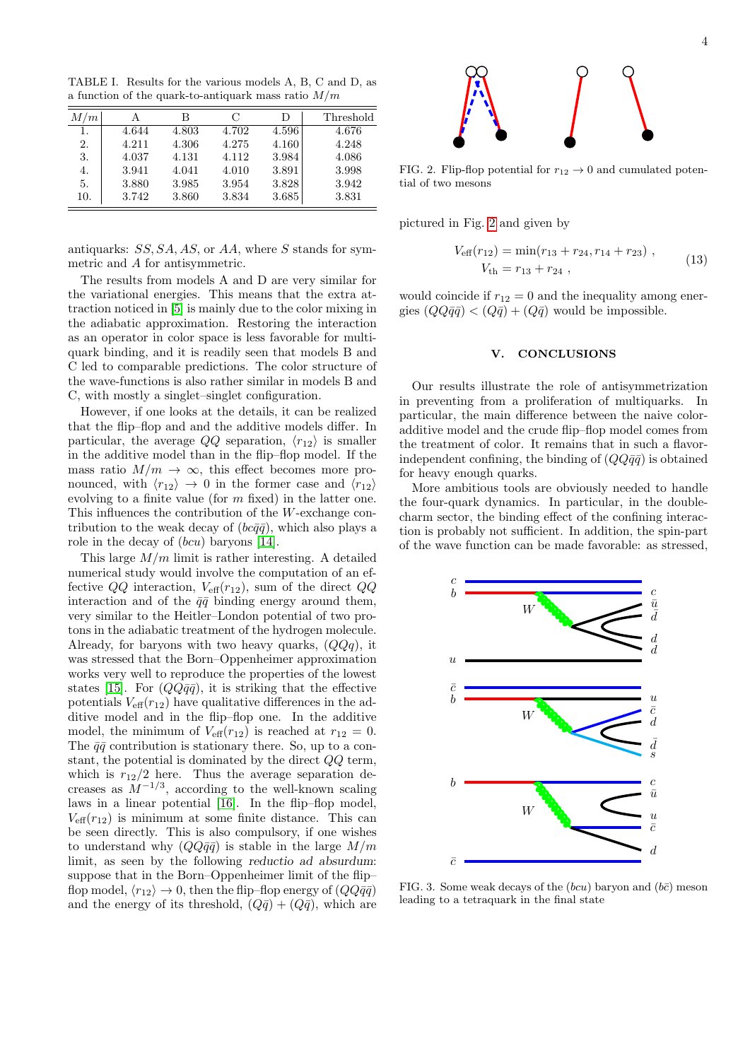TABLE I. Results for the various models A, B, C and D, as a function of the quark-to-antiquark mass ratio $M/m$

| $M/m$ | A | B | C | D | Threshold |
|---|---|---|---|---|---|
| 1. | 4.644 | 4.803 | 4.702 | 4.596 | 4.676 |
| 2. | 4.211 | 4.306 | 4.275 | 4.160 | 4.248 |
| 3. | 4.037 | 4.131 | 4.112 | 3.984 | 4.086 |
| 4. | 3.941 | 4.041 | 4.010 | 3.891 | 3.998 |
| 5. | 3.880 | 3.985 | 3.954 | 3.828 | 3.942 |
| 10. | 3.742 | 3.860 | 3.834 | 3.685 | 3.831 |

antiquarks: $SS, SA, AS$, or $AA$, where $S$ stands for symmetric and $A$ for antisymmetric.

The results from models A and D are very similar for the variational energies. This means that the extra attraction noticed in [5] is mainly due to the color mixing in the adiabatic approximation. Restoring the interaction as an operator in color space is less favorable for multiquark binding, and it is readily seen that models B and C led to comparable predictions. The color structure of the wave-functions is also rather similar in models B and C, with mostly a singlet–singlet configuration.

However, if one looks at the details, it can be realized that the flip–flop and and the additive models differ. In particular, the average $QQ$ separation, $\langle r_{12}\rangle$ is smaller in the additive model than in the flip–flop model. If the mass ratio $M/m \to \infty$, this effect becomes more pronounced, with $\langle r_{12}\rangle \to 0$ in the former case and $\langle r_{12}\rangle$ evolving to a finite value (for $m$ fixed) in the latter one. This influences the contribution of the $W$-exchange contribution to the weak decay of $(bc\bar{q}\bar{q})$, which also plays a role in the decay of $(bcu)$ baryons [14].

This large $M/m$ limit is rather interesting. A detailed numerical study would involve the computation of an effective $QQ$ interaction, $V_{\text{eff}}(r_{12})$, sum of the direct $QQ$ interaction and of the $\bar{q}\bar{q}$ binding energy around them, very similar to the Heitler–London potential of two protons in the adiabatic treatment of the hydrogen molecule. Already, for baryons with two heavy quarks, $(QQq)$, it was stressed that the Born–Oppenheimer approximation works very well to reproduce the properties of the lowest states [15]. For $(QQ\bar{q}\bar{q})$, it is striking that the effective potentials $V_{\text{eff}}(r_{12})$ have qualitative differences in the additive model and in the flip–flop one. In the additive model, the minimum of $V_{\text{eff}}(r_{12})$ is reached at $r_{12} = 0$. The $\bar{q}\bar{q}$ contribution is stationary there. So, up to a constant, the potential is dominated by the direct $QQ$ term, which is $r_{12}/2$ here. Thus the average separation decreases as $M^{-1/3}$, according to the well-known scaling laws in a linear potential [16]. In the flip–flop model, $V_{\text{eff}}(r_{12})$ is minimum at some finite distance. This can be seen directly. This is also compulsory, if one wishes to understand why $(QQ\bar{q}\bar{q})$ is stable in the large $M/m$ limit, as seen by the following *reductio ad absurdum*: suppose that in the Born–Oppenheimer limit of the flip–flop model, $\langle r_{12}\rangle \to 0$, then the flip–flop energy of $(QQ\bar{q}\bar{q})$ and the energy of its threshold, $(Q\bar{q}) + (Q\bar{q})$, which are pictured in Fig. 2 and given by

$$
\begin{aligned}
V_{\text{eff}}(r_{12}) &= \min(r_{13} + r_{24}, r_{14} + r_{23}) \,, \\
V_{\text{th}} &= r_{13} + r_{24} \,,
\end{aligned}
\tag{13}
$$

would coincide if $r_{12} = 0$ and the inequality among energies $(QQ\bar{q}\bar{q}) < (Q\bar{q}) + (Q\bar{q})$ would be impossible.

FIG. 2. Flip-flop potential for $r_{12} \to 0$ and cumulated potential of two mesons

## V. CONCLUSIONS

Our results illustrate the role of antisymmetrization in preventing from a proliferation of multiquarks. In particular, the main difference between the naive color-additive model and the crude flip–flop model comes from the treatment of color. It remains that in such a flavor-independent confining, the binding of $(QQ\bar{q}\bar{q})$ is obtained for heavy enough quarks.

More ambitious tools are obviously needed to handle the four-quark dynamics. In particular, in the double-charm sector, the binding effect of the confining interaction is probably not sufficient. In addition, the spin-part of the wave function can be made favorable: as stressed,

FIG. 3. Some weak decays of the $(bcu)$ baryon and $(b\bar{c})$ meson leading to a tetraquark in the final state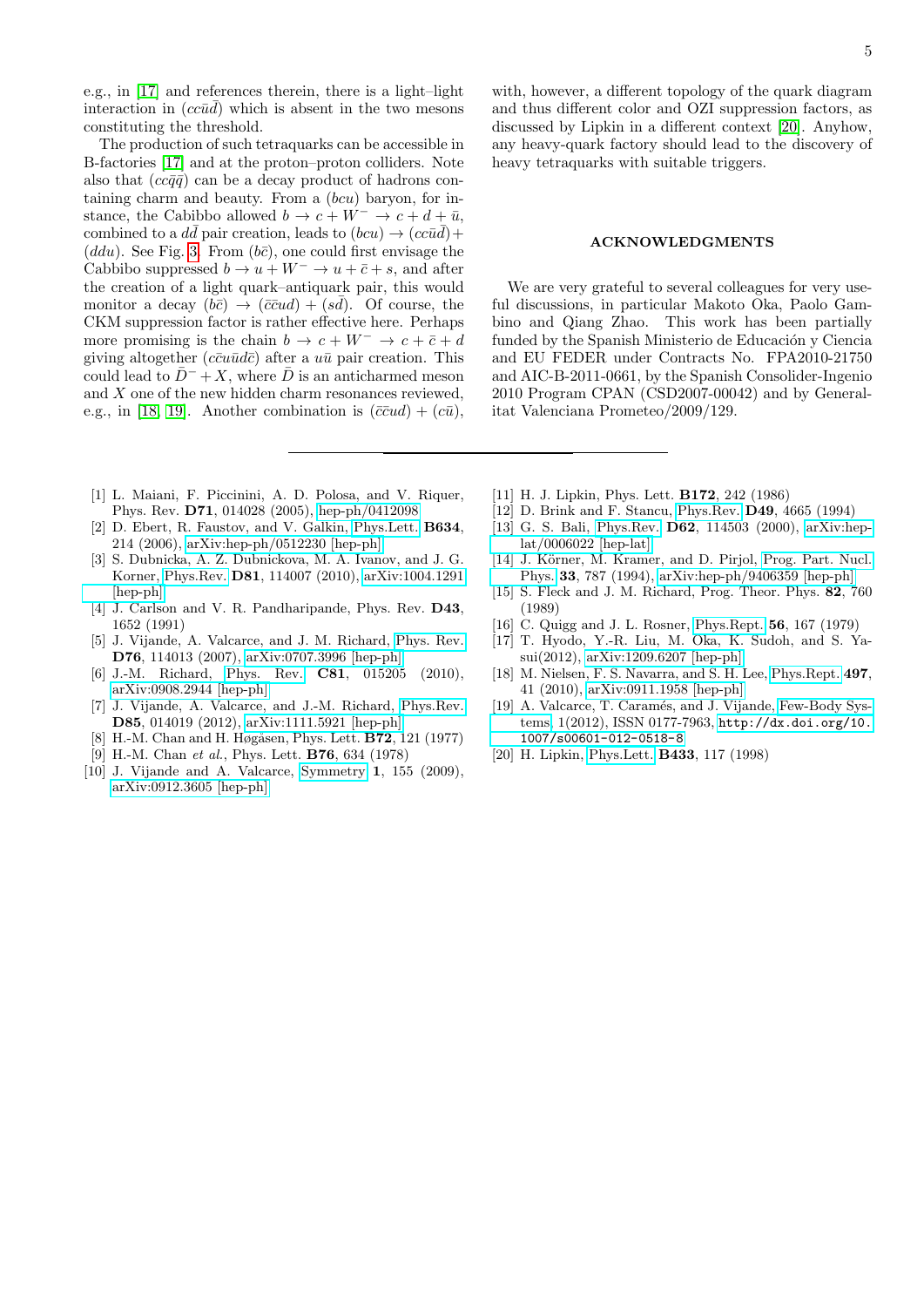e.g., in [17] and references therein, there is a light–light interaction in $(cc\bar{u}\bar{d})$ which is absent in the two mesons constituting the threshold.

The production of such tetraquarks can be accessible in B-factories [17] and at the proton–proton colliders. Note also that $(cc\bar{q}\bar{q})$ can be a decay product of hadrons containing charm and beauty. From a $(bcu)$ baryon, for instance, the Cabibbo allowed $b \to c + W^- \to c + d + \bar{u}$, combined to a $d\bar{d}$ pair creation, leads to $(bcu) \to (cc\bar{u}\bar{d}) + (ddu)$. See Fig. 3. From $(b\bar{c})$, one could first envisage the Cabbibo suppressed $b \to u + W^- \to u + \bar{c} + s$, and after the creation of a light quark–antiquark pair, this would monitor a decay $(b\bar{c}) \to (\bar{c}\bar{c}ud) + (s\bar{d})$. Of course, the CKM suppression factor is rather effective here. Perhaps more promising is the chain $b \to c + W^- \to c + \bar{c} + d$ giving altogether $(c\bar{c}u\bar{u}d\bar{c})$ after a $u\bar{u}$ pair creation. This could lead to $\bar{D}^- + X$, where $\bar{D}$ is an anticharmed meson and $X$ one of the new hidden charm resonances reviewed, e.g., in [18, 19]. Another combination is $(\bar{c}\bar{c}ud) + (c\bar{u})$, with, however, a different topology of the quark diagram and thus different color and OZI suppression factors, as discussed by Lipkin in a different context [20]. Anyhow, any heavy-quark factory should lead to the discovery of heavy tetraquarks with suitable triggers.

## ACKNOWLEDGMENTS

We are very grateful to several colleagues for very useful discussions, in particular Makoto Oka, Paolo Gambino and Qiang Zhao. This work has been partially funded by the Spanish Ministerio de Educación y Ciencia and EU FEDER under Contracts No. FPA2010-21750 and AIC-B-2011-0661, by the Spanish Consolider-Ingenio 2010 Program CPAN (CSD2007-00042) and by Generalitat Valenciana Prometeo/2009/129.

---

[1] L. Maiani, F. Piccinini, A. D. Polosa, and V. Riquer, Phys. Rev. **D71**, 014028 (2005), hep-ph/0412098

[2] D. Ebert, R. Faustov, and V. Galkin, Phys.Lett. **B634**, 214 (2006), arXiv:hep-ph/0512230 [hep-ph]

[3] S. Dubnicka, A. Z. Dubnickova, M. A. Ivanov, and J. G. Korner, Phys.Rev. **D81**, 114007 (2010), arXiv:1004.1291 [hep-ph]

[4] J. Carlson and V. R. Pandharipande, Phys. Rev. **D43**, 1652 (1991)

[5] J. Vijande, A. Valcarce, and J. M. Richard, Phys. Rev. **D76**, 114013 (2007), arXiv:0707.3996 [hep-ph]

[6] J.-M. Richard, Phys. Rev. **C81**, 015205 (2010), arXiv:0908.2944 [hep-ph]

[7] J. Vijande, A. Valcarce, and J.-M. Richard, Phys.Rev. **D85**, 014019 (2012), arXiv:1111.5921 [hep-ph]

[8] H.-M. Chan and H. Høgåsen, Phys. Lett. **B72**, 121 (1977)

[9] H.-M. Chan *et al.*, Phys. Lett. **B76**, 634 (1978)

[10] J. Vijande and A. Valcarce, Symmetry **1**, 155 (2009), arXiv:0912.3605 [hep-ph]

[11] H. J. Lipkin, Phys. Lett. **B172**, 242 (1986)

[12] D. Brink and F. Stancu, Phys.Rev. **D49**, 4665 (1994)

[13] G. S. Bali, Phys.Rev. **D62**, 114503 (2000), arXiv:hep-lat/0006022 [hep-lat]

[14] J. Körner, M. Kramer, and D. Pirjol, Prog. Part. Nucl. Phys. **33**, 787 (1994), arXiv:hep-ph/9406359 [hep-ph]

[15] S. Fleck and J. M. Richard, Prog. Theor. Phys. **82**, 760 (1989)

[16] C. Quigg and J. L. Rosner, Phys.Rept. **56**, 167 (1979)

[17] T. Hyodo, Y.-R. Liu, M. Oka, K. Sudoh, and S. Yasui(2012), arXiv:1209.6207 [hep-ph]

[18] M. Nielsen, F. S. Navarra, and S. H. Lee, Phys.Rept. **497**, 41 (2010), arXiv:0911.1958 [hep-ph]

[19] A. Valcarce, T. Caramés, and J. Vijande, Few-Body Systems, 1(2012), ISSN 0177-7963, http://dx.doi.org/10.1007/s00601-012-0518-8

[20] H. Lipkin, Phys.Lett. **B433**, 117 (1998)